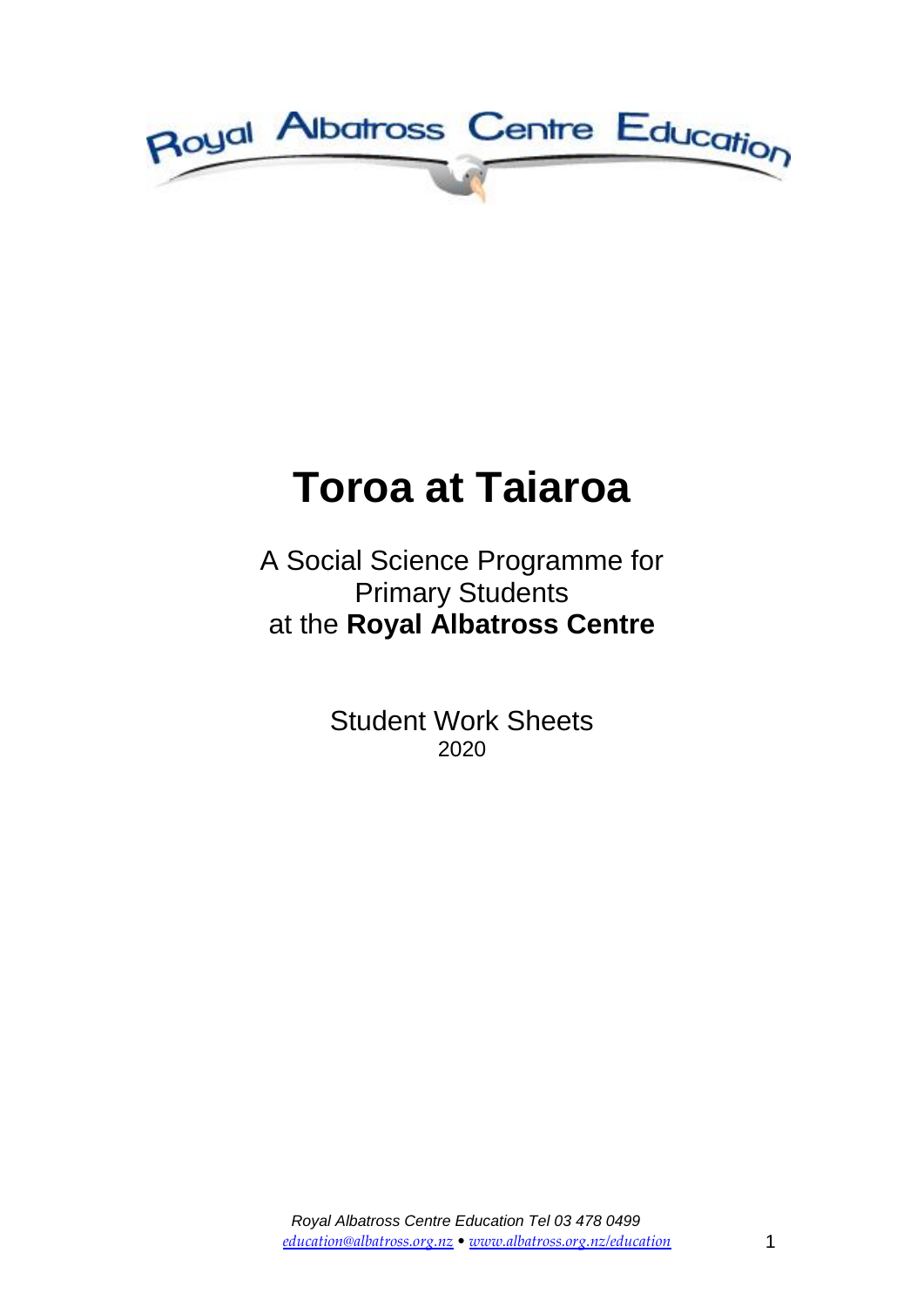Royal Albatross Centre Education

# Toroa at Taiaroa

A Social Science Programme for
Primary Students
at the **Royal Albatross Centre**

Student Work Sheets
2020

*Royal Albatross Centre Education Tel 03 478 0499*
*education@albatross.org.nz • www.albatross.org.nz/education*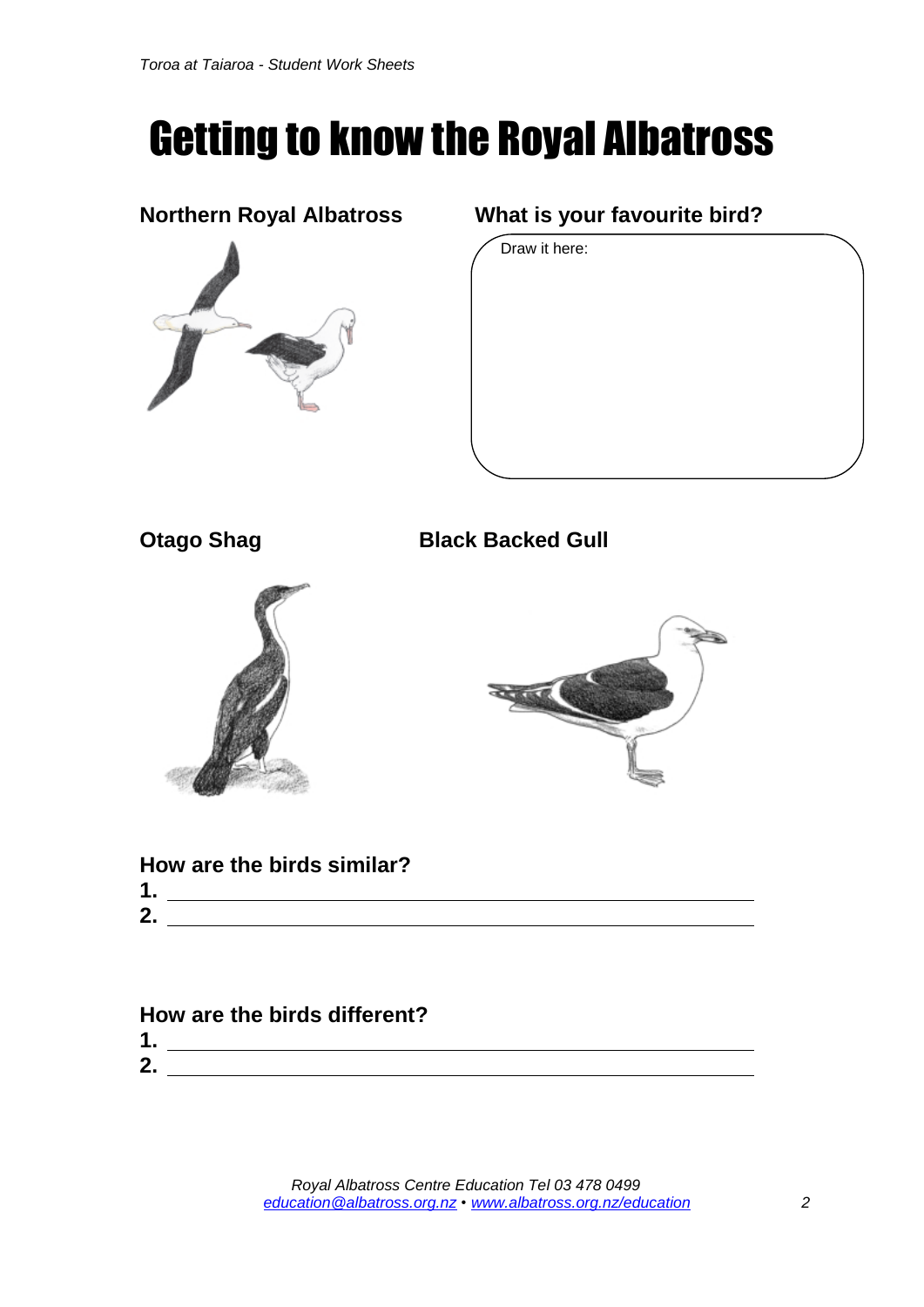# Getting to know the Royal Albatross

**Northern Royal Albatross**

**What is your favourite bird?**

Draw it here:

**Otago Shag**

**Black Backed Gull**

**How are the birds similar?**

1. ______________________________
2. ______________________________

**How are the birds different?**

1. ______________________________
2. ______________________________

*Royal Albatross Centre Education Tel 03 478 0499*
*education@albatross.org.nz • www.albatross.org.nz/education*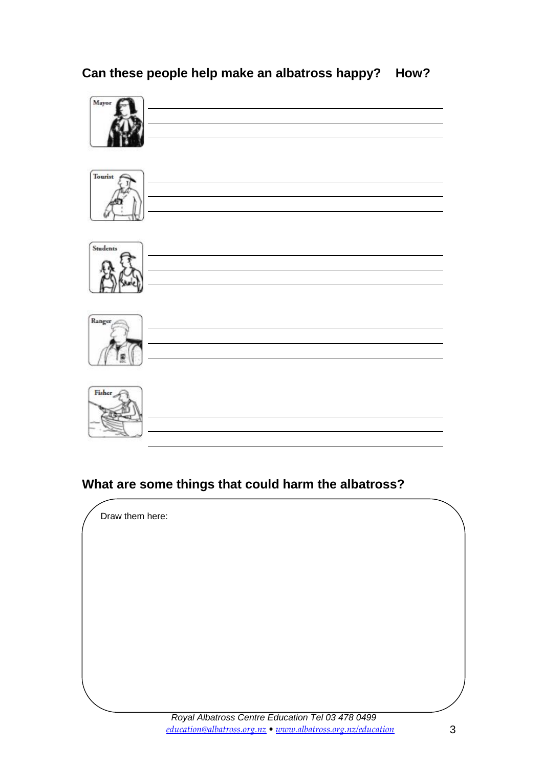## Can these people help make an albatross happy? How?

Mayor

Tourist

Students

Ranger

Fisher

## What are some things that could harm the albatross?

Draw them here: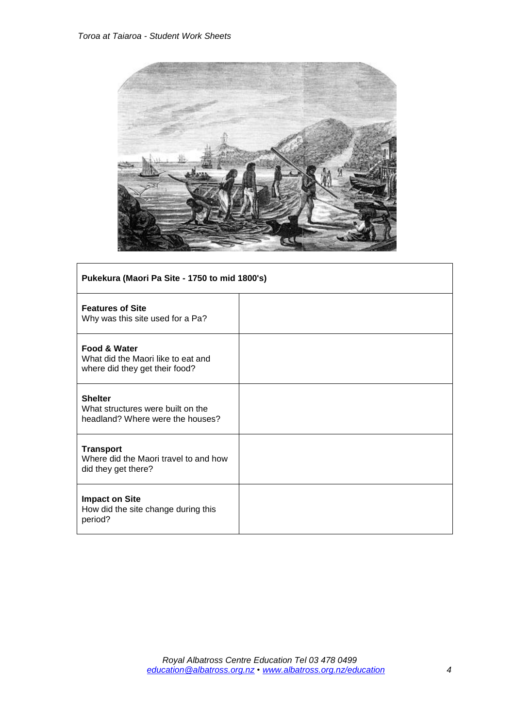| Pukekura (Maori Pa Site - 1750 to mid 1800's) | |
|---|---|
| **Features of Site**<br>Why was this site used for a Pa? | |
| **Food & Water**<br>What did the Maori like to eat and where did they get their food? | |
| **Shelter**<br>What structures were built on the headland? Where were the houses? | |
| **Transport**<br>Where did the Maori travel to and how did they get there? | |
| **Impact on Site**<br>How did the site change during this period? | |

Royal Albatross Centre Education Tel 03 478 0499
education@albatross.org.nz • www.albatross.org.nz/education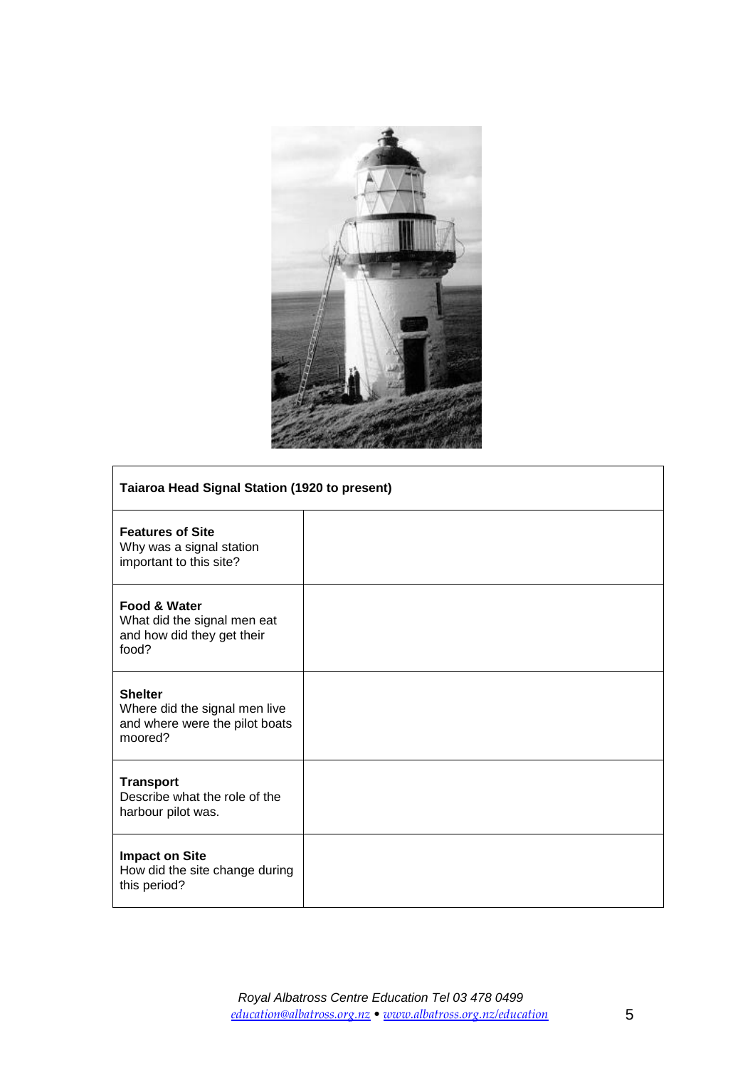| Taiaroa Head Signal Station (1920 to present) | |
|---|---|
| **Features of Site**<br>Why was a signal station important to this site? | |
| **Food & Water**<br>What did the signal men eat and how did they get their food? | |
| **Shelter**<br>Where did the signal men live and where were the pilot boats moored? | |
| **Transport**<br>Describe what the role of the harbour pilot was. | |
| **Impact on Site**<br>How did the site change during this period? | |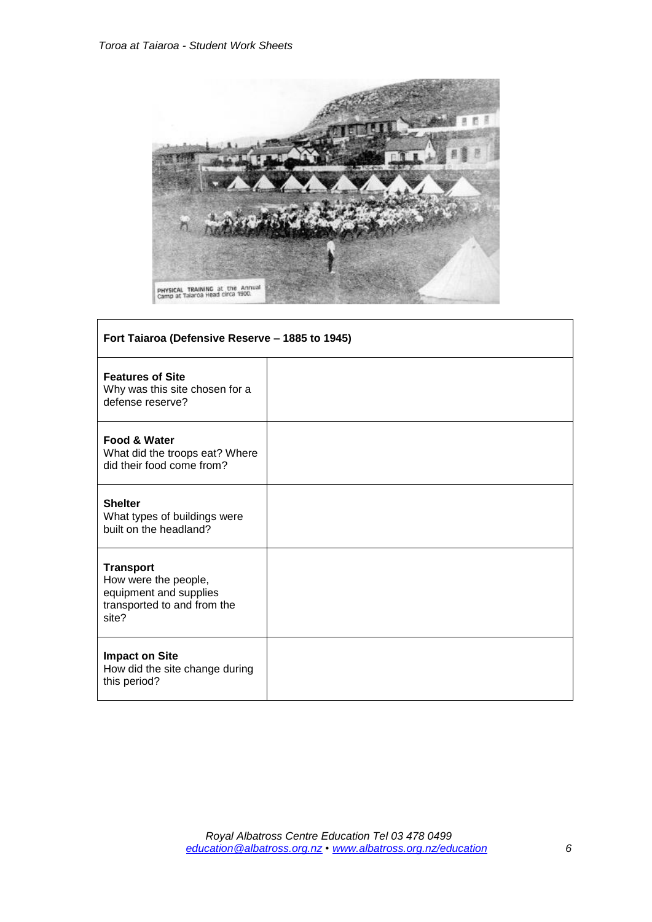PHYSICAL TRAINING at the Annual Camp at Taiaroa Head circa 1900.

| Fort Taiaroa (Defensive Reserve – 1885 to 1945) | |
|---|---|
| **Features of Site**<br>Why was this site chosen for a defense reserve? | |
| **Food & Water**<br>What did the troops eat? Where did their food come from? | |
| **Shelter**<br>What types of buildings were built on the headland? | |
| **Transport**<br>How were the people, equipment and supplies transported to and from the site? | |
| **Impact on Site**<br>How did the site change during this period? | |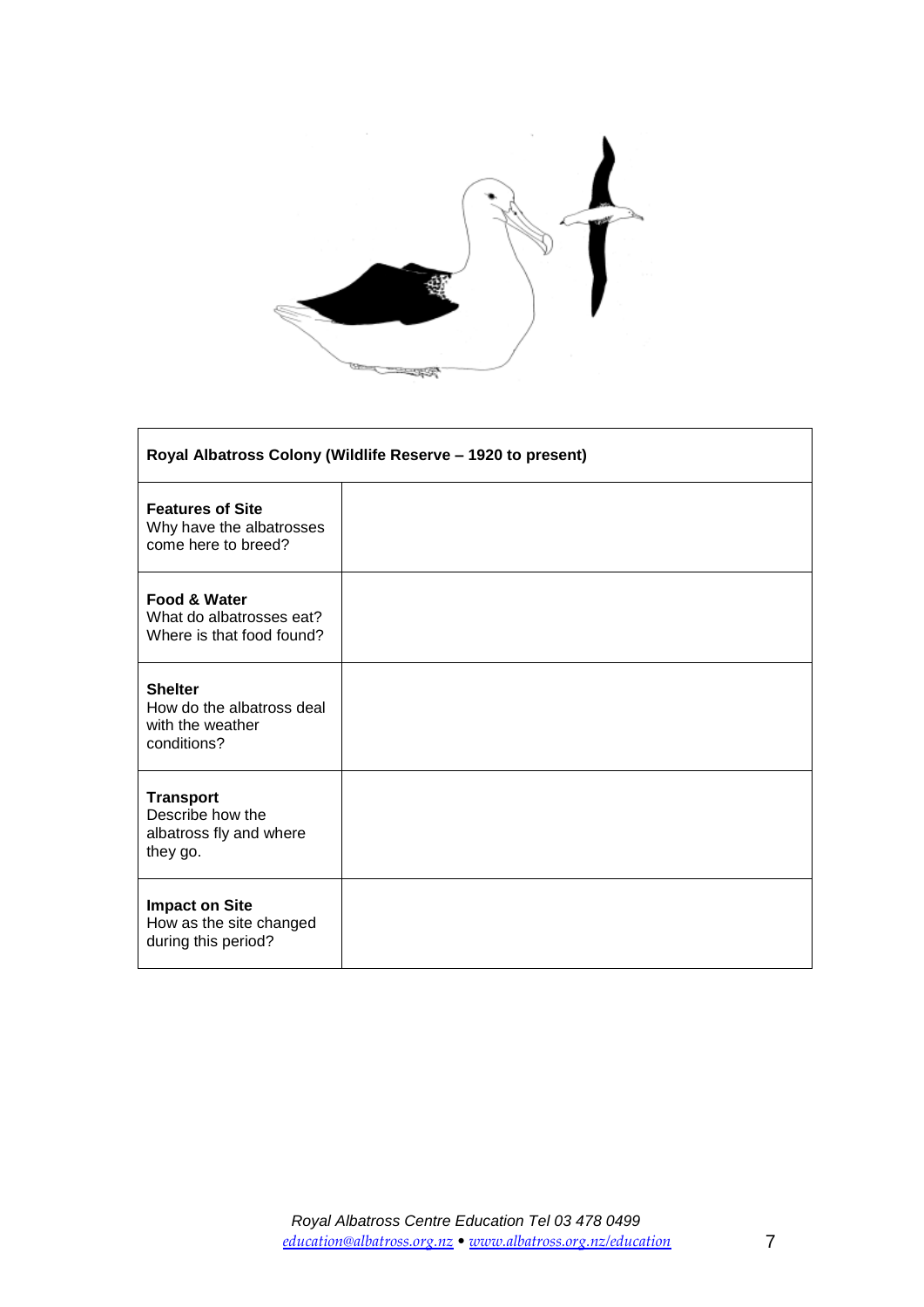| Royal Albatross Colony (Wildlife Reserve – 1920 to present) | |
|---|---|
| **Features of Site**<br>Why have the albatrosses come here to breed? | |
| **Food & Water**<br>What do albatrosses eat? Where is that food found? | |
| **Shelter**<br>How do the albatross deal with the weather conditions? | |
| **Transport**<br>Describe how the albatross fly and where they go. | |
| **Impact on Site**<br>How as the site changed during this period? | |

*Royal Albatross Centre Education Tel 03 478 0499*
*education@albatross.org.nz • www.albatross.org.nz/education*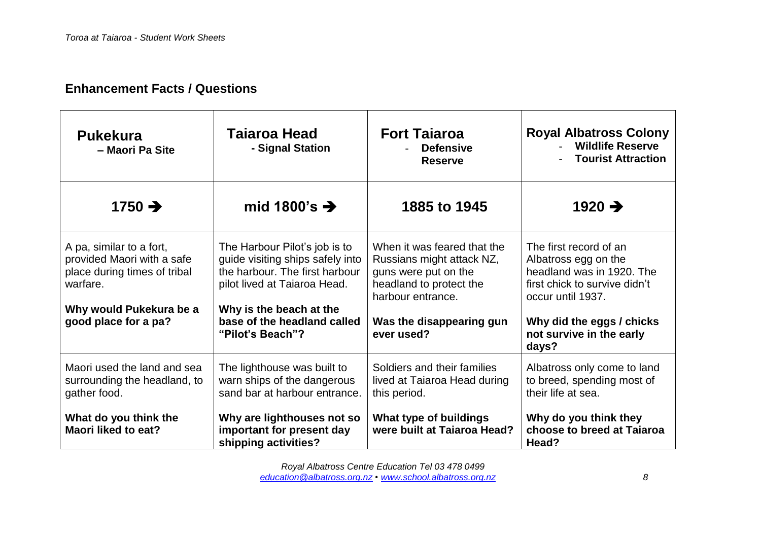## Enhancement Facts / Questions

| **Pukekura** – **Maori Pa Site** | **Taiaroa Head** - **Signal Station** | **Fort Taiaroa** - **Defensive Reserve** | **Royal Albatross Colony** - **Wildlife Reserve** - **Tourist Attraction** |
|---|---|---|---|
| **1750 →** | **mid 1800's →** | **1885 to 1945** | **1920 →** |
| A pa, similar to a fort, provided Maori with a safe place during times of tribal warfare.<br><br>**Why would Pukekura be a good place for a pa?** | The Harbour Pilot's job is to guide visiting ships safely into the harbour. The first harbour pilot lived at Taiaroa Head.<br><br>**Why is the beach at the base of the headland called "Pilot's Beach"?** | When it was feared that the Russians might attack NZ, guns were put on the headland to protect the harbour entrance.<br><br>**Was the disappearing gun ever used?** | The first record of an Albatross egg on the headland was in 1920. The first chick to survive didn't occur until 1937.<br><br>**Why did the eggs / chicks not survive in the early days?** |
| Maori used the land and sea surrounding the headland, to gather food.<br><br>**What do you think the Maori liked to eat?** | The lighthouse was built to warn ships of the dangerous sand bar at harbour entrance.<br><br>**Why are lighthouses not so important for present day shipping activities?** | Soldiers and their families lived at Taiaroa Head during this period.<br><br>**What type of buildings were built at Taiaroa Head?** | Albatross only come to land to breed, spending most of their life at sea.<br><br>**Why do you think they choose to breed at Taiaroa Head?** |